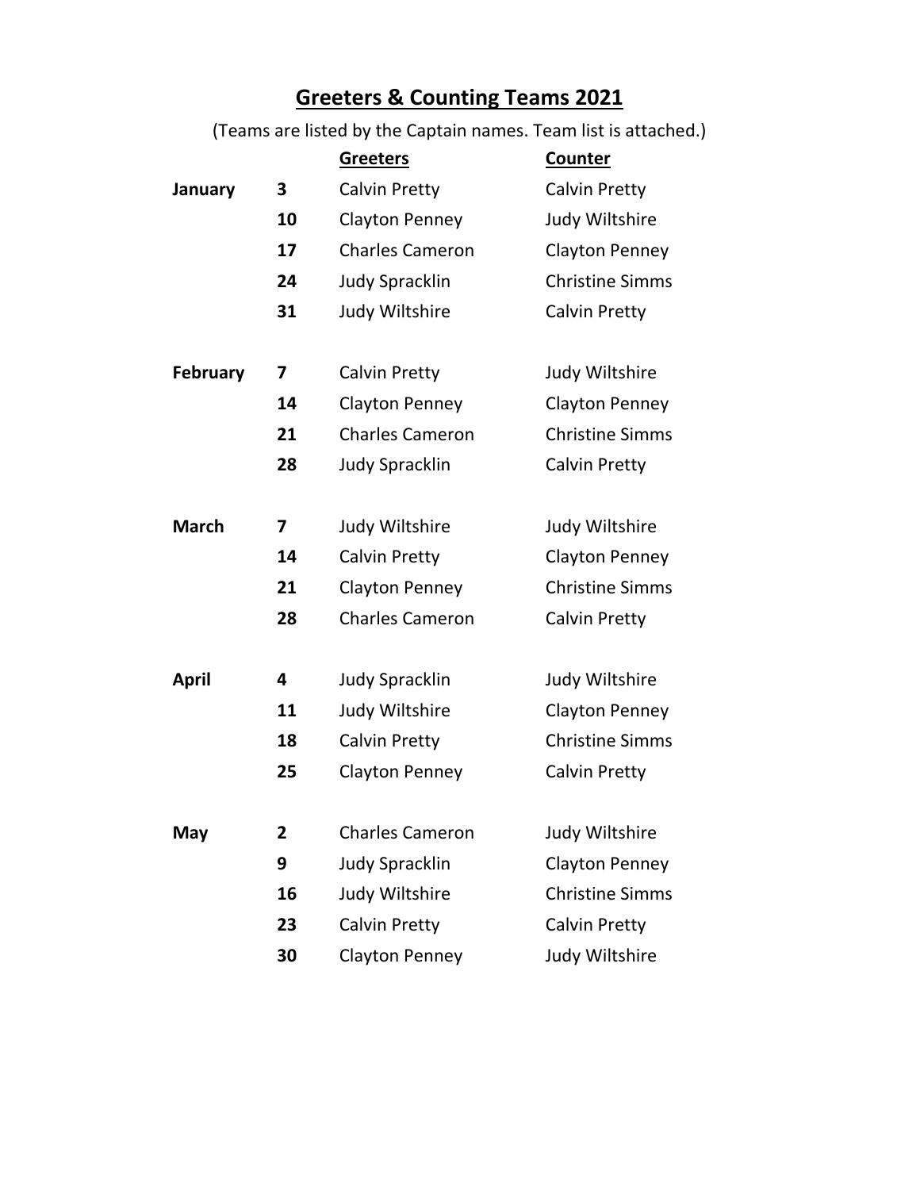# Greeters & Counting Teams 2021

(Teams are listed by the Captain names. Team list is attached.)

| | | Greeters | Counter |
|---|---|---|---|
| **January** | **3** | Calvin Pretty | Calvin Pretty |
| | **10** | Clayton Penney | Judy Wiltshire |
| | **17** | Charles Cameron | Clayton Penney |
| | **24** | Judy Spracklin | Christine Simms |
| | **31** | Judy Wiltshire | Calvin Pretty |
| **February** | **7** | Calvin Pretty | Judy Wiltshire |
| | **14** | Clayton Penney | Clayton Penney |
| | **21** | Charles Cameron | Christine Simms |
| | **28** | Judy Spracklin | Calvin Pretty |
| **March** | **7** | Judy Wiltshire | Judy Wiltshire |
| | **14** | Calvin Pretty | Clayton Penney |
| | **21** | Clayton Penney | Christine Simms |
| | **28** | Charles Cameron | Calvin Pretty |
| **April** | **4** | Judy Spracklin | Judy Wiltshire |
| | **11** | Judy Wiltshire | Clayton Penney |
| | **18** | Calvin Pretty | Christine Simms |
| | **25** | Clayton Penney | Calvin Pretty |
| **May** | **2** | Charles Cameron | Judy Wiltshire |
| | **9** | Judy Spracklin | Clayton Penney |
| | **16** | Judy Wiltshire | Christine Simms |
| | **23** | Calvin Pretty | Calvin Pretty |
| | **30** | Clayton Penney | Judy Wiltshire |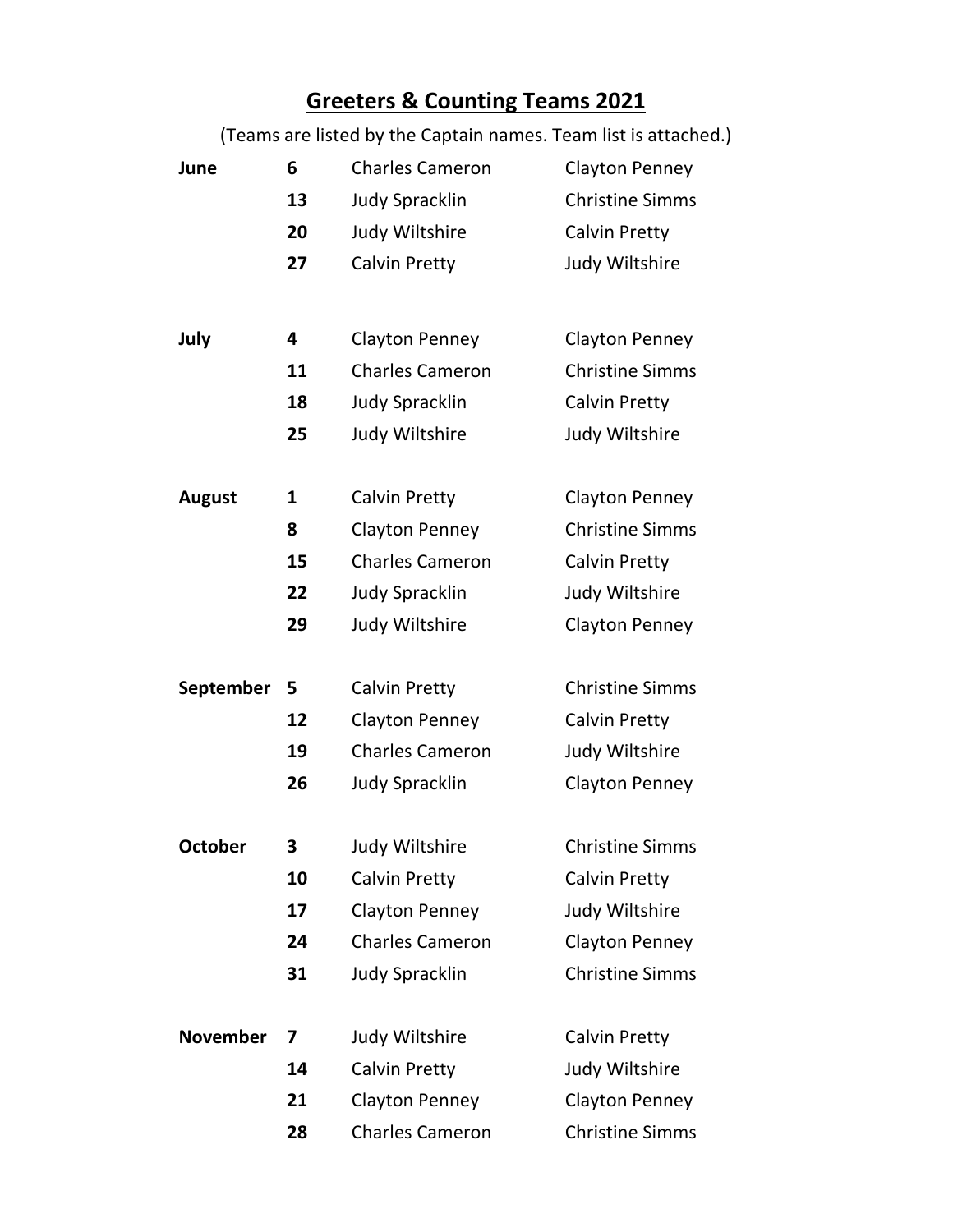# Greeters & Counting Teams 2021

(Teams are listed by the Captain names. Team list is attached.)

| | | | |
|---|---|---|---|
| **June** | **6** | Charles Cameron | Clayton Penney |
| | **13** | Judy Spracklin | Christine Simms |
| | **20** | Judy Wiltshire | Calvin Pretty |
| | **27** | Calvin Pretty | Judy Wiltshire |
| **July** | **4** | Clayton Penney | Clayton Penney |
| | **11** | Charles Cameron | Christine Simms |
| | **18** | Judy Spracklin | Calvin Pretty |
| | **25** | Judy Wiltshire | Judy Wiltshire |
| **August** | **1** | Calvin Pretty | Clayton Penney |
| | **8** | Clayton Penney | Christine Simms |
| | **15** | Charles Cameron | Calvin Pretty |
| | **22** | Judy Spracklin | Judy Wiltshire |
| | **29** | Judy Wiltshire | Clayton Penney |
| **September** | **5** | Calvin Pretty | Christine Simms |
| | **12** | Clayton Penney | Calvin Pretty |
| | **19** | Charles Cameron | Judy Wiltshire |
| | **26** | Judy Spracklin | Clayton Penney |
| **October** | **3** | Judy Wiltshire | Christine Simms |
| | **10** | Calvin Pretty | Calvin Pretty |
| | **17** | Clayton Penney | Judy Wiltshire |
| | **24** | Charles Cameron | Clayton Penney |
| | **31** | Judy Spracklin | Christine Simms |
| **November** | **7** | Judy Wiltshire | Calvin Pretty |
| | **14** | Calvin Pretty | Judy Wiltshire |
| | **21** | Clayton Penney | Clayton Penney |
| | **28** | Charles Cameron | Christine Simms |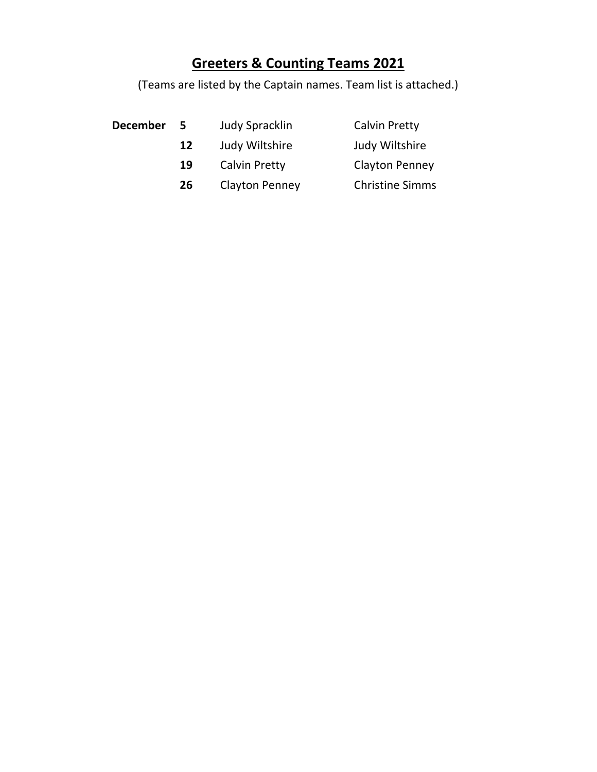# Greeters & Counting Teams 2021

(Teams are listed by the Captain names. Team list is attached.)

| | | | |
|---|---|---|---|
| **December** | **5** | Judy Spracklin | Calvin Pretty |
| | **12** | Judy Wiltshire | Judy Wiltshire |
| | **19** | Calvin Pretty | Clayton Penney |
| | **26** | Clayton Penney | Christine Simms |